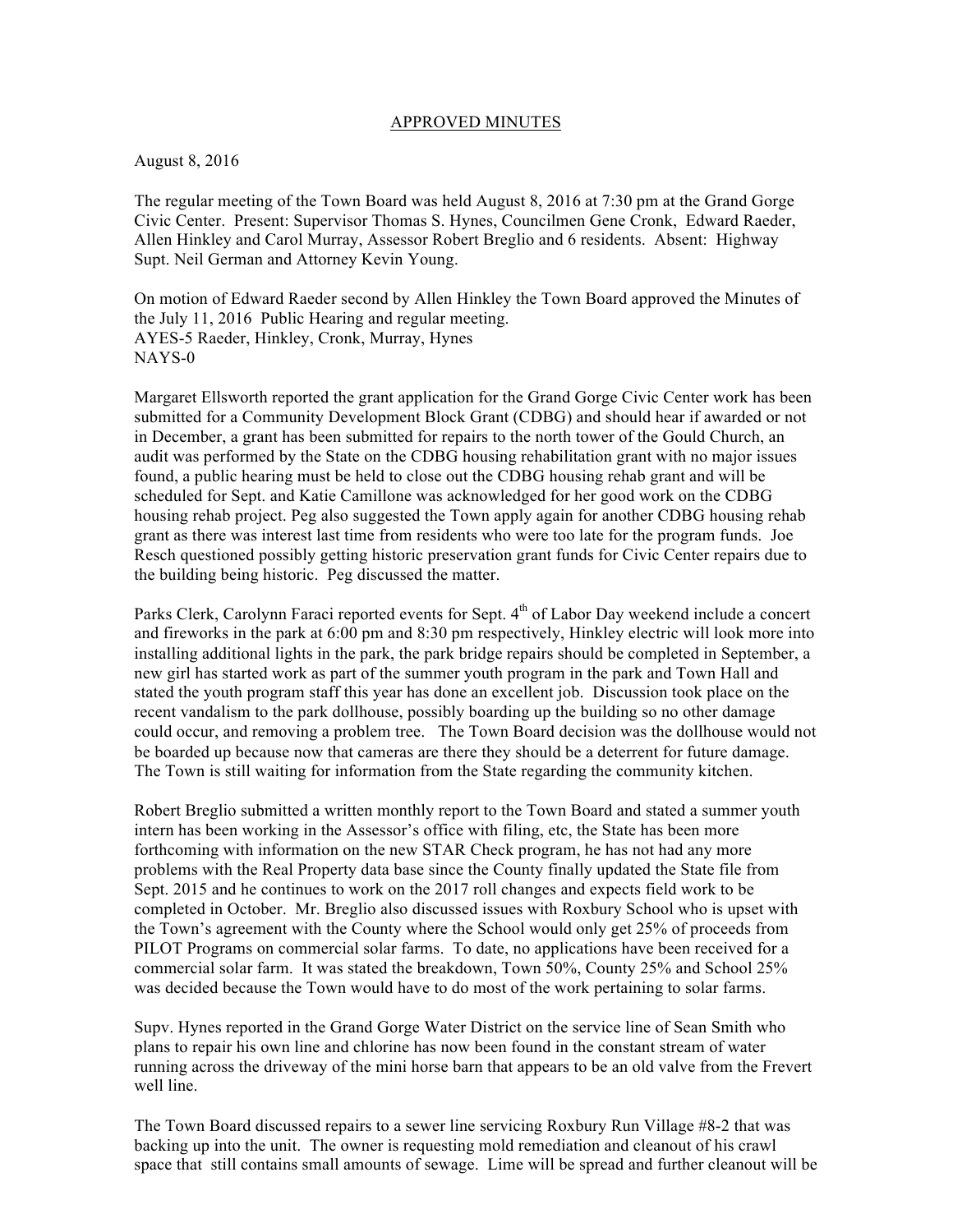APPROVED MINUTES

August 8, 2016

The regular meeting of the Town Board was held August 8, 2016 at 7:30 pm at the Grand Gorge Civic Center. Present: Supervisor Thomas S. Hynes, Councilmen Gene Cronk, Edward Raeder, Allen Hinkley and Carol Murray, Assessor Robert Breglio and 6 residents. Absent: Highway Supt. Neil German and Attorney Kevin Young.

On motion of Edward Raeder second by Allen Hinkley the Town Board approved the Minutes of the July 11, 2016 Public Hearing and regular meeting.
AYES-5 Raeder, Hinkley, Cronk, Murray, Hynes
NAYS-0

Margaret Ellsworth reported the grant application for the Grand Gorge Civic Center work has been submitted for a Community Development Block Grant (CDBG) and should hear if awarded or not in December, a grant has been submitted for repairs to the north tower of the Gould Church, an audit was performed by the State on the CDBG housing rehabilitation grant with no major issues found, a public hearing must be held to close out the CDBG housing rehab grant and will be scheduled for Sept. and Katie Camillone was acknowledged for her good work on the CDBG housing rehab project. Peg also suggested the Town apply again for another CDBG housing rehab grant as there was interest last time from residents who were too late for the program funds. Joe Resch questioned possibly getting historic preservation grant funds for Civic Center repairs due to the building being historic. Peg discussed the matter.

Parks Clerk, Carolynn Faraci reported events for Sept. 4th of Labor Day weekend include a concert and fireworks in the park at 6:00 pm and 8:30 pm respectively, Hinkley electric will look more into installing additional lights in the park, the park bridge repairs should be completed in September, a new girl has started work as part of the summer youth program in the park and Town Hall and stated the youth program staff this year has done an excellent job. Discussion took place on the recent vandalism to the park dollhouse, possibly boarding up the building so no other damage could occur, and removing a problem tree. The Town Board decision was the dollhouse would not be boarded up because now that cameras are there they should be a deterrent for future damage. The Town is still waiting for information from the State regarding the community kitchen.

Robert Breglio submitted a written monthly report to the Town Board and stated a summer youth intern has been working in the Assessor's office with filing, etc, the State has been more forthcoming with information on the new STAR Check program, he has not had any more problems with the Real Property data base since the County finally updated the State file from Sept. 2015 and he continues to work on the 2017 roll changes and expects field work to be completed in October. Mr. Breglio also discussed issues with Roxbury School who is upset with the Town's agreement with the County where the School would only get 25% of proceeds from PILOT Programs on commercial solar farms. To date, no applications have been received for a commercial solar farm. It was stated the breakdown, Town 50%, County 25% and School 25% was decided because the Town would have to do most of the work pertaining to solar farms.

Supv. Hynes reported in the Grand Gorge Water District on the service line of Sean Smith who plans to repair his own line and chlorine has now been found in the constant stream of water running across the driveway of the mini horse barn that appears to be an old valve from the Frevert well line.

The Town Board discussed repairs to a sewer line servicing Roxbury Run Village #8-2 that was backing up into the unit. The owner is requesting mold remediation and cleanout of his crawl space that still contains small amounts of sewage. Lime will be spread and further cleanout will be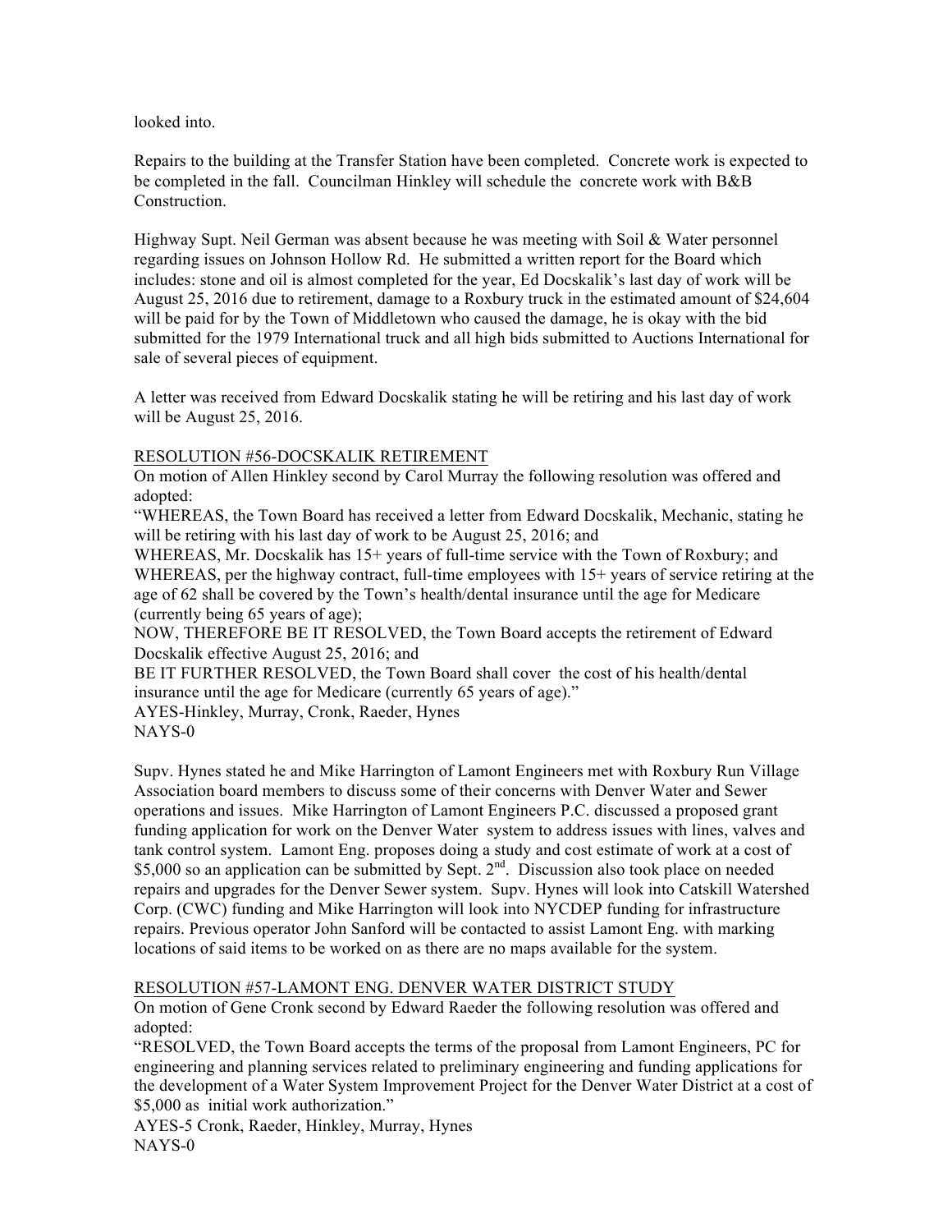looked into.

Repairs to the building at the Transfer Station have been completed. Concrete work is expected to be completed in the fall. Councilman Hinkley will schedule the concrete work with B&B Construction.

Highway Supt. Neil German was absent because he was meeting with Soil & Water personnel regarding issues on Johnson Hollow Rd. He submitted a written report for the Board which includes: stone and oil is almost completed for the year, Ed Docskalik's last day of work will be August 25, 2016 due to retirement, damage to a Roxbury truck in the estimated amount of $24,604 will be paid for by the Town of Middletown who caused the damage, he is okay with the bid submitted for the 1979 International truck and all high bids submitted to Auctions International for sale of several pieces of equipment.

A letter was received from Edward Docskalik stating he will be retiring and his last day of work will be August 25, 2016.

RESOLUTION #56-DOCSKALIK RETIREMENT

On motion of Allen Hinkley second by Carol Murray the following resolution was offered and adopted:

"WHEREAS, the Town Board has received a letter from Edward Docskalik, Mechanic, stating he will be retiring with his last day of work to be August 25, 2016; and

WHEREAS, Mr. Docskalik has 15+ years of full-time service with the Town of Roxbury; and

WHEREAS, per the highway contract, full-time employees with 15+ years of service retiring at the age of 62 shall be covered by the Town's health/dental insurance until the age for Medicare (currently being 65 years of age);

NOW, THEREFORE BE IT RESOLVED, the Town Board accepts the retirement of Edward Docskalik effective August 25, 2016; and

BE IT FURTHER RESOLVED, the Town Board shall cover the cost of his health/dental insurance until the age for Medicare (currently 65 years of age)."

AYES-Hinkley, Murray, Cronk, Raeder, Hynes

NAYS-0

Supv. Hynes stated he and Mike Harrington of Lamont Engineers met with Roxbury Run Village Association board members to discuss some of their concerns with Denver Water and Sewer operations and issues. Mike Harrington of Lamont Engineers P.C. discussed a proposed grant funding application for work on the Denver Water system to address issues with lines, valves and tank control system. Lamont Eng. proposes doing a study and cost estimate of work at a cost of $5,000 so an application can be submitted by Sept. 2nd. Discussion also took place on needed repairs and upgrades for the Denver Sewer system. Supv. Hynes will look into Catskill Watershed Corp. (CWC) funding and Mike Harrington will look into NYCDEP funding for infrastructure repairs. Previous operator John Sanford will be contacted to assist Lamont Eng. with marking locations of said items to be worked on as there are no maps available for the system.

RESOLUTION #57-LAMONT ENG. DENVER WATER DISTRICT STUDY

On motion of Gene Cronk second by Edward Raeder the following resolution was offered and adopted:

"RESOLVED, the Town Board accepts the terms of the proposal from Lamont Engineers, PC for engineering and planning services related to preliminary engineering and funding applications for the development of a Water System Improvement Project for the Denver Water District at a cost of $5,000 as initial work authorization."

AYES-5 Cronk, Raeder, Hinkley, Murray, Hynes

NAYS-0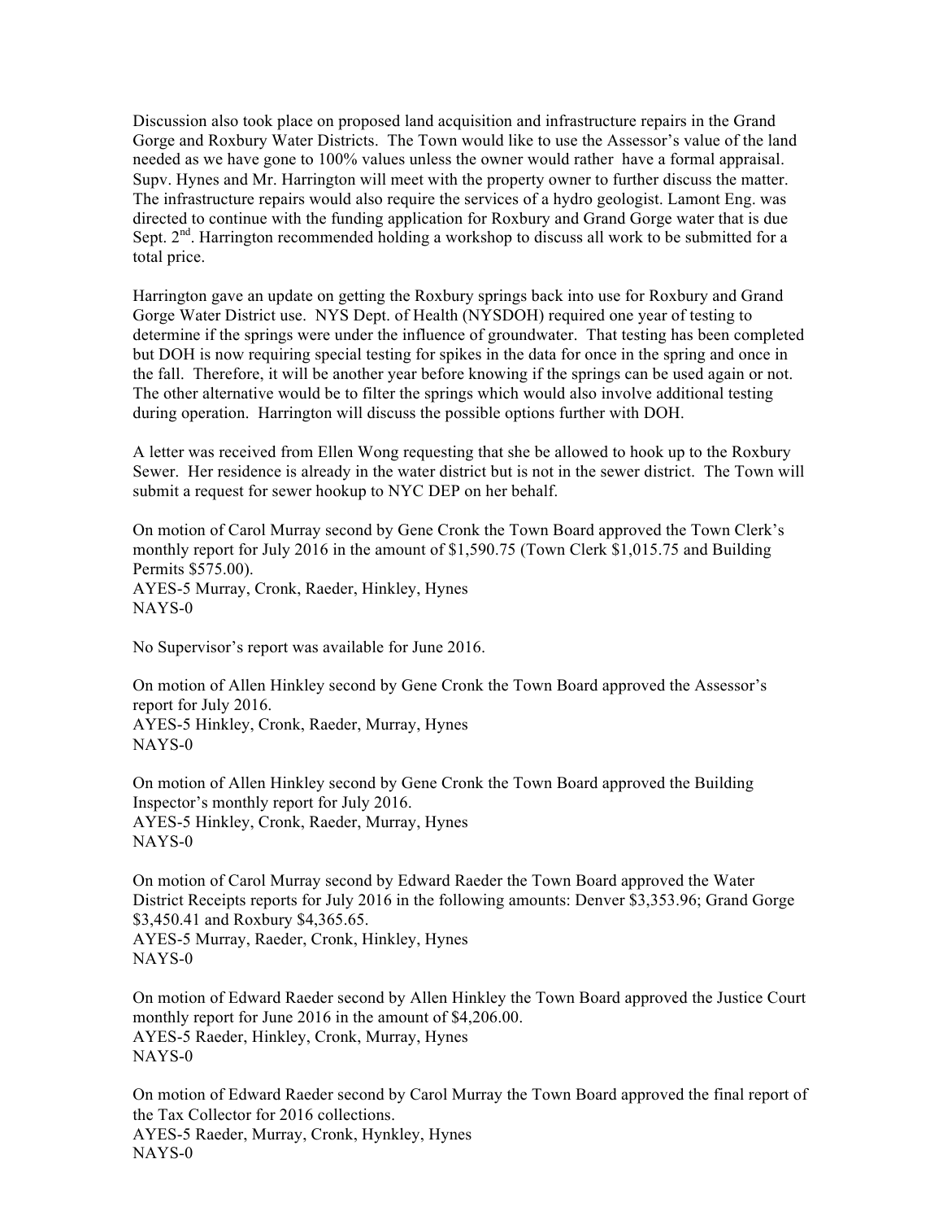Discussion also took place on proposed land acquisition and infrastructure repairs in the Grand Gorge and Roxbury Water Districts. The Town would like to use the Assessor's value of the land needed as we have gone to 100% values unless the owner would rather have a formal appraisal. Supv. Hynes and Mr. Harrington will meet with the property owner to further discuss the matter. The infrastructure repairs would also require the services of a hydro geologist. Lamont Eng. was directed to continue with the funding application for Roxbury and Grand Gorge water that is due Sept. 2nd. Harrington recommended holding a workshop to discuss all work to be submitted for a total price.

Harrington gave an update on getting the Roxbury springs back into use for Roxbury and Grand Gorge Water District use. NYS Dept. of Health (NYSDOH) required one year of testing to determine if the springs were under the influence of groundwater. That testing has been completed but DOH is now requiring special testing for spikes in the data for once in the spring and once in the fall. Therefore, it will be another year before knowing if the springs can be used again or not. The other alternative would be to filter the springs which would also involve additional testing during operation. Harrington will discuss the possible options further with DOH.

A letter was received from Ellen Wong requesting that she be allowed to hook up to the Roxbury Sewer. Her residence is already in the water district but is not in the sewer district. The Town will submit a request for sewer hookup to NYC DEP on her behalf.

On motion of Carol Murray second by Gene Cronk the Town Board approved the Town Clerk's monthly report for July 2016 in the amount of $1,590.75 (Town Clerk $1,015.75 and Building Permits $575.00).
AYES-5 Murray, Cronk, Raeder, Hinkley, Hynes
NAYS-0

No Supervisor's report was available for June 2016.

On motion of Allen Hinkley second by Gene Cronk the Town Board approved the Assessor's report for July 2016.
AYES-5 Hinkley, Cronk, Raeder, Murray, Hynes
NAYS-0

On motion of Allen Hinkley second by Gene Cronk the Town Board approved the Building Inspector's monthly report for July 2016.
AYES-5 Hinkley, Cronk, Raeder, Murray, Hynes
NAYS-0

On motion of Carol Murray second by Edward Raeder the Town Board approved the Water District Receipts reports for July 2016 in the following amounts: Denver $3,353.96; Grand Gorge $3,450.41 and Roxbury $4,365.65.
AYES-5 Murray, Raeder, Cronk, Hinkley, Hynes
NAYS-0

On motion of Edward Raeder second by Allen Hinkley the Town Board approved the Justice Court monthly report for June 2016 in the amount of $4,206.00.
AYES-5 Raeder, Hinkley, Cronk, Murray, Hynes
NAYS-0

On motion of Edward Raeder second by Carol Murray the Town Board approved the final report of the Tax Collector for 2016 collections.
AYES-5 Raeder, Murray, Cronk, Hynkley, Hynes
NAYS-0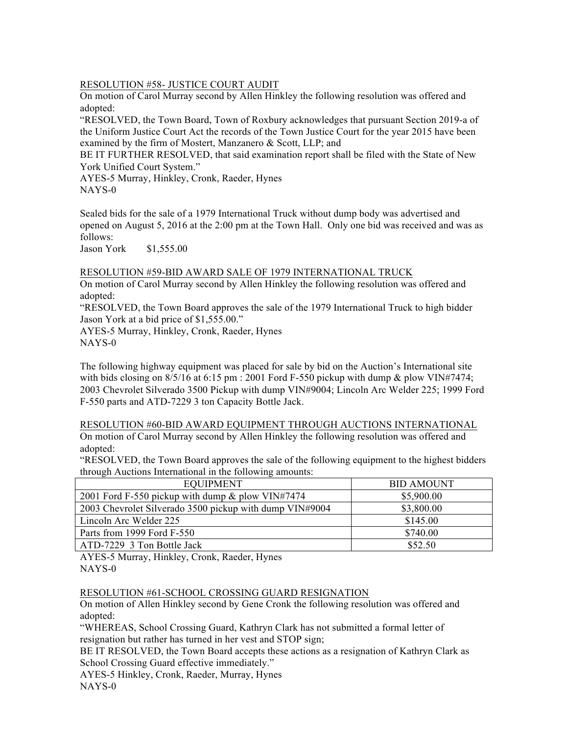RESOLUTION #58- JUSTICE COURT AUDIT

On motion of Carol Murray second by Allen Hinkley the following resolution was offered and adopted:

"RESOLVED, the Town Board, Town of Roxbury acknowledges that pursuant Section 2019-a of the Uniform Justice Court Act the records of the Town Justice Court for the year 2015 have been examined by the firm of Mostert, Manzanero & Scott, LLP; and

BE IT FURTHER RESOLVED, that said examination report shall be filed with the State of New York Unified Court System."

AYES-5 Murray, Hinkley, Cronk, Raeder, Hynes

NAYS-0

Sealed bids for the sale of a 1979 International Truck without dump body was advertised and opened on August 5, 2016 at the 2:00 pm at the Town Hall. Only one bid was received and was as follows:

Jason York $1,555.00

RESOLUTION #59-BID AWARD SALE OF 1979 INTERNATIONAL TRUCK

On motion of Carol Murray second by Allen Hinkley the following resolution was offered and adopted:

"RESOLVED, the Town Board approves the sale of the 1979 International Truck to high bidder Jason York at a bid price of $1,555.00."

AYES-5 Murray, Hinkley, Cronk, Raeder, Hynes

NAYS-0

The following highway equipment was placed for sale by bid on the Auction's International site with bids closing on 8/5/16 at 6:15 pm : 2001 Ford F-550 pickup with dump & plow VIN#7474; 2003 Chevrolet Silverado 3500 Pickup with dump VIN#9004; Lincoln Arc Welder 225; 1999 Ford F-550 parts and ATD-7229 3 ton Capacity Bottle Jack.

RESOLUTION #60-BID AWARD EQUIPMENT THROUGH AUCTIONS INTERNATIONAL

On motion of Carol Murray second by Allen Hinkley the following resolution was offered and adopted:

"RESOLVED, the Town Board approves the sale of the following equipment to the highest bidders through Auctions International in the following amounts:

| EQUIPMENT | BID AMOUNT |
|---|---|
| 2001 Ford F-550 pickup with dump & plow VIN#7474 | $5,900.00 |
| 2003 Chevrolet Silverado 3500 pickup with dump VIN#9004 | $3,800.00 |
| Lincoln Arc Welder 225 | $145.00 |
| Parts from 1999 Ford F-550 | $740.00 |
| ATD-7229 3 Ton Bottle Jack | $52.50 |

AYES-5 Murray, Hinkley, Cronk, Raeder, Hynes

NAYS-0

RESOLUTION #61-SCHOOL CROSSING GUARD RESIGNATION

On motion of Allen Hinkley second by Gene Cronk the following resolution was offered and adopted:

"WHEREAS, School Crossing Guard, Kathryn Clark has not submitted a formal letter of resignation but rather has turned in her vest and STOP sign;

BE IT RESOLVED, the Town Board accepts these actions as a resignation of Kathryn Clark as School Crossing Guard effective immediately."

AYES-5 Hinkley, Cronk, Raeder, Murray, Hynes

NAYS-0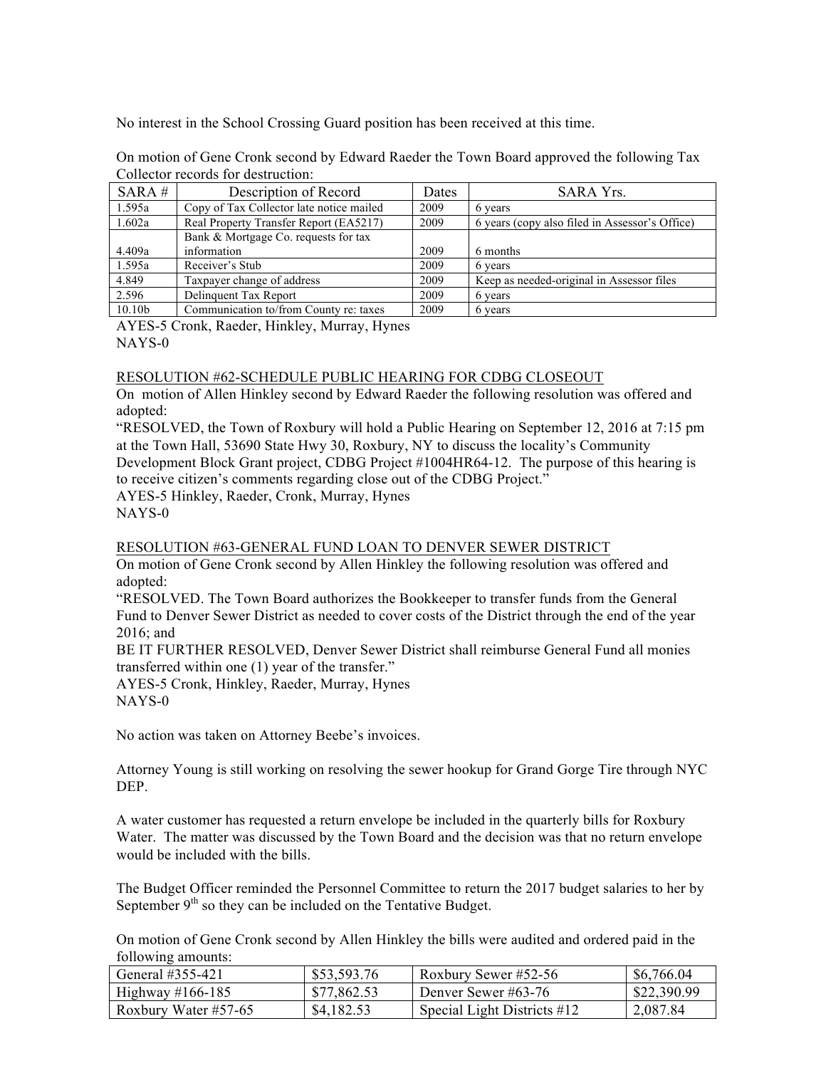No interest in the School Crossing Guard position has been received at this time.

On motion of Gene Cronk second by Edward Raeder the Town Board approved the following Tax Collector records for destruction:

| SARA # | Description of Record | Dates | SARA Yrs. |
|---|---|---|---|
| 1.595a | Copy of Tax Collector late notice mailed | 2009 | 6 years |
| 1.602a | Real Property Transfer Report (EA5217) | 2009 | 6 years (copy also filed in Assessor's Office) |
| 4.409a | Bank & Mortgage Co. requests for tax information | 2009 | 6 months |
| 1.595a | Receiver's Stub | 2009 | 6 years |
| 4.849 | Taxpayer change of address | 2009 | Keep as needed-original in Assessor files |
| 2.596 | Delinquent Tax Report | 2009 | 6 years |
| 10.10b | Communication to/from County re: taxes | 2009 | 6 years |

AYES-5 Cronk, Raeder, Hinkley, Murray, Hynes
NAYS-0

RESOLUTION #62-SCHEDULE PUBLIC HEARING FOR CDBG CLOSEOUT

On motion of Allen Hinkley second by Edward Raeder the following resolution was offered and adopted:

"RESOLVED, the Town of Roxbury will hold a Public Hearing on September 12, 2016 at 7:15 pm at the Town Hall, 53690 State Hwy 30, Roxbury, NY to discuss the locality's Community Development Block Grant project, CDBG Project #1004HR64-12. The purpose of this hearing is to receive citizen's comments regarding close out of the CDBG Project."

AYES-5 Hinkley, Raeder, Cronk, Murray, Hynes
NAYS-0

RESOLUTION #63-GENERAL FUND LOAN TO DENVER SEWER DISTRICT

On motion of Gene Cronk second by Allen Hinkley the following resolution was offered and adopted:

"RESOLVED. The Town Board authorizes the Bookkeeper to transfer funds from the General Fund to Denver Sewer District as needed to cover costs of the District through the end of the year 2016; and

BE IT FURTHER RESOLVED, Denver Sewer District shall reimburse General Fund all monies transferred within one (1) year of the transfer."

AYES-5 Cronk, Hinkley, Raeder, Murray, Hynes
NAYS-0

No action was taken on Attorney Beebe's invoices.

Attorney Young is still working on resolving the sewer hookup for Grand Gorge Tire through NYC DEP.

A water customer has requested a return envelope be included in the quarterly bills for Roxbury Water. The matter was discussed by the Town Board and the decision was that no return envelope would be included with the bills.

The Budget Officer reminded the Personnel Committee to return the 2017 budget salaries to her by September 9th so they can be included on the Tentative Budget.

On motion of Gene Cronk second by Allen Hinkley the bills were audited and ordered paid in the following amounts:

| | | | |
|---|---|---|---|
| General #355-421 | $53,593.76 | Roxbury Sewer #52-56 | $6,766.04 |
| Highway #166-185 | $77,862.53 | Denver Sewer #63-76 | $22,390.99 |
| Roxbury Water #57-65 | $4,182.53 | Special Light Districts #12 | 2,087.84 |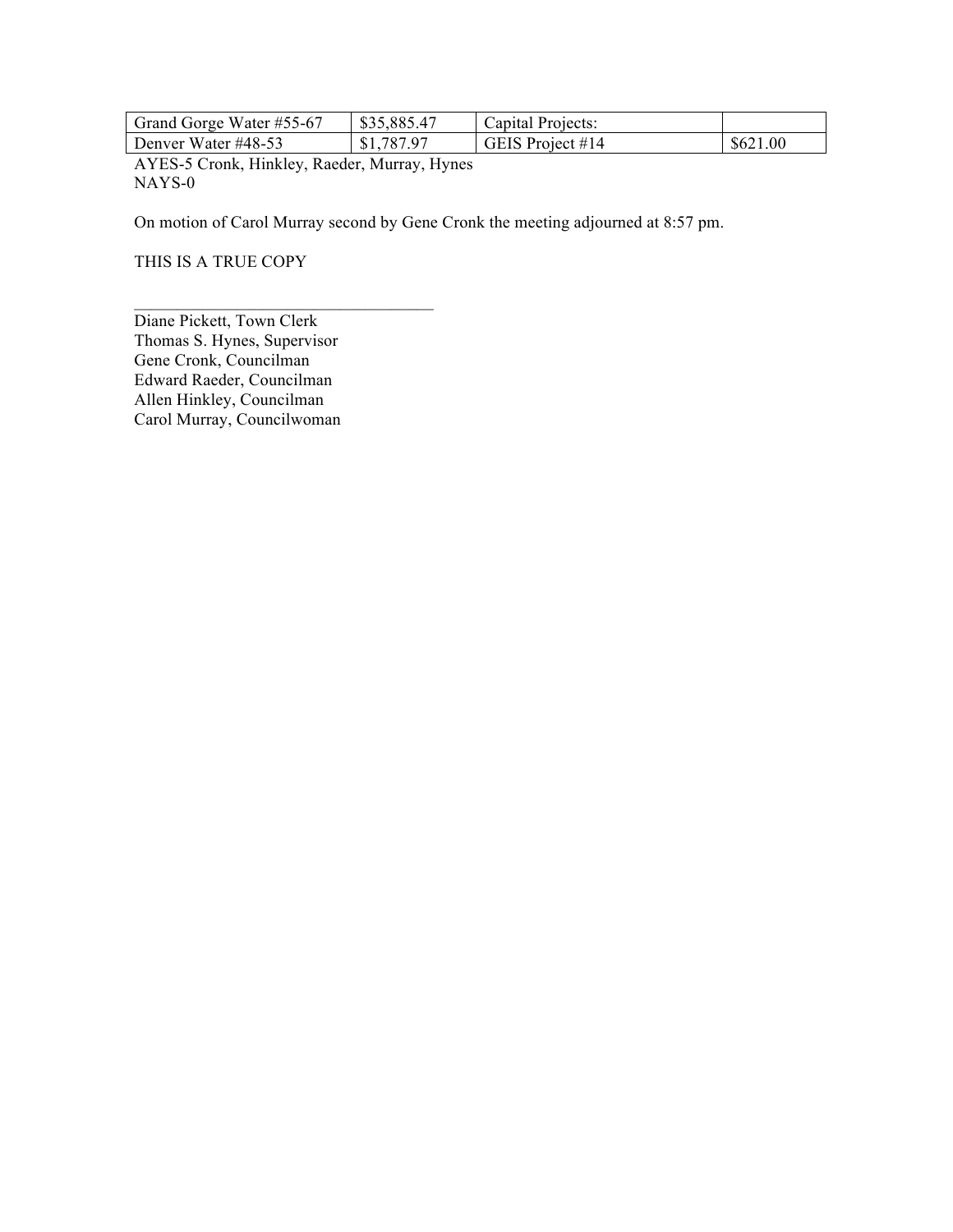| | | | |
|---|---|---|---|
| Grand Gorge Water #55-67 | $35,885.47 | Capital Projects: | |
| Denver Water #48-53 | $1,787.97 | GEIS Project #14 | $621.00 |

AYES-5 Cronk, Hinkley, Raeder, Murray, Hynes
NAYS-0

On motion of Carol Murray second by Gene Cronk the meeting adjourned at 8:57 pm.

THIS IS A TRUE COPY

___________________________________

Diane Pickett, Town Clerk
Thomas S. Hynes, Supervisor
Gene Cronk, Councilman
Edward Raeder, Councilman
Allen Hinkley, Councilman
Carol Murray, Councilwoman